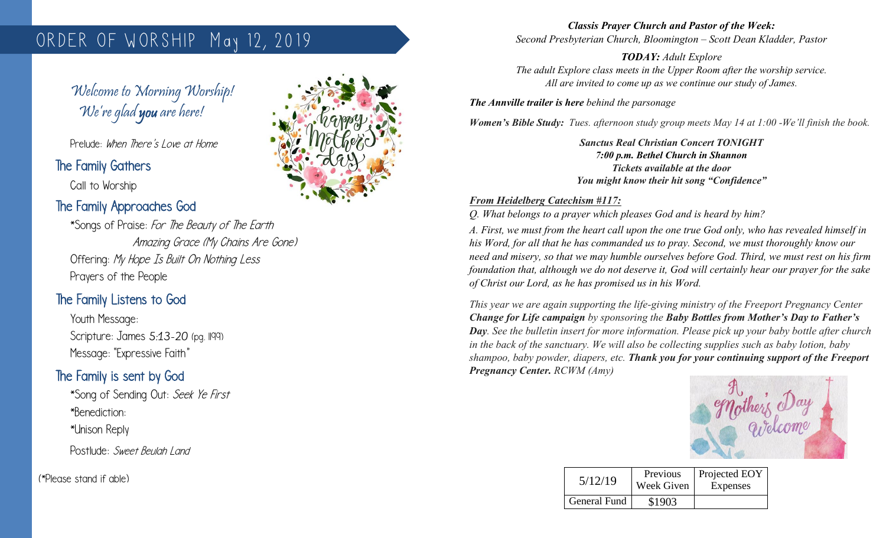# ORDER OF WORSHIP May 12, 2019

*Welcome to Morning Worship!*
*We're glad **you** are here!*

Prelude: *When There's Love at Home*

## The Family Gathers

Call to Worship

## The Family Approaches God

*Songs of Praise: *For The Beauty of The Earth*
*Amazing Grace (My Chains Are Gone)*

Offering: *My Hope Is Built On Nothing Less*

Prayers of the People

## The Family Listens to God

Youth Message:

Scripture: James 5:13-20 (pg. 1199)

Message: "Expressive Faith"

## The Family is sent by God

*Song of Sending Out: *Seek Ye First*

*Benediction:

*Unison Reply

Postlude: *Sweet Beulah Land*

(*Please stand if able)

***Classis Prayer Church and Pastor of the Week:***
*Second Presbyterian Church, Bloomington – Scott Dean Kladder, Pastor*

***TODAY:** Adult Explore*
*The adult Explore class meets in the Upper Room after the worship service. All are invited to come up as we continue our study of James.*

***The Annville trailer is here** behind the parsonage*

***Women's Bible Study:** Tues. afternoon study group meets May 14 at 1:00 -We'll finish the book.*

***Sanctus Real Christian Concert TONIGHT***
***7:00 p.m. Bethel Church in Shannon***
***Tickets available at the door***
***You might know their hit song "Confidence"***

***From Heidelberg Catechism #117:***

*Q. What belongs to a prayer which pleases God and is heard by him?*

*A. First, we must from the heart call upon the one true God only, who has revealed himself in his Word, for all that he has commanded us to pray. Second, we must thoroughly know our need and misery, so that we may humble ourselves before God. Third, we must rest on his firm foundation that, although we do not deserve it, God will certainly hear our prayer for the sake of Christ our Lord, as he has promised us in his Word.*

*This year we are again supporting the life-giving ministry of the Freeport Pregnancy Center **Change for Life campaign** by sponsoring the **Baby Bottles from Mother's Day to Father's Day**. See the bulletin insert for more information. Please pick up your baby bottle after church in the back of the sanctuary. We will also be collecting supplies such as baby lotion, baby shampoo, baby powder, diapers, etc. **Thank you for your continuing support of the Freeport Pregnancy Center.** RCWM (Amy)*

| 5/12/19 | Previous Week Given | Projected EOY Expenses |
|---|---|---|
| General Fund | $1903 | |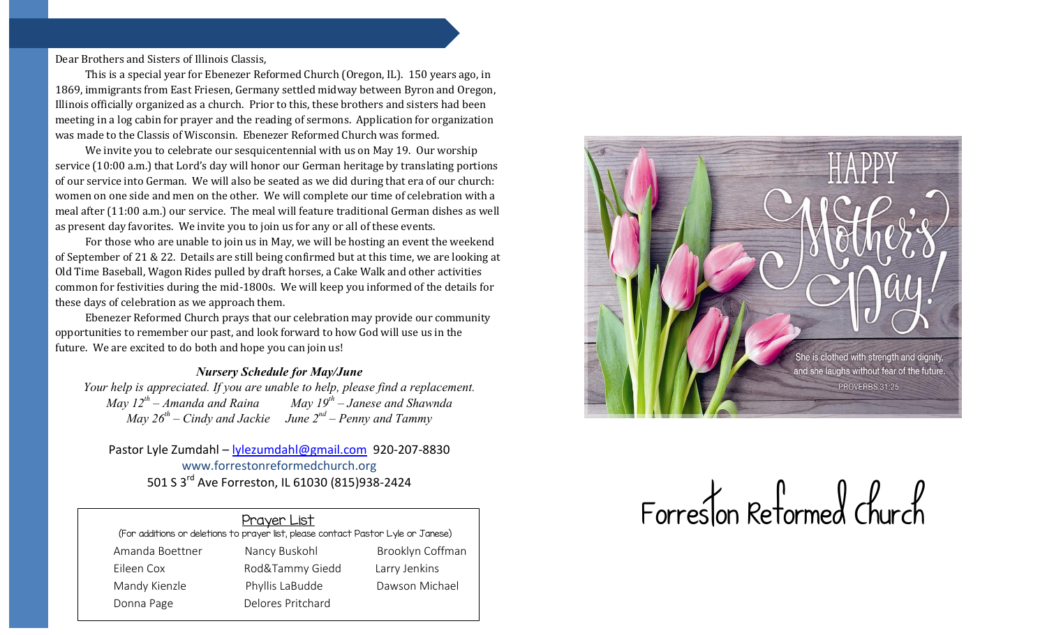Dear Brothers and Sisters of Illinois Classis,

This is a special year for Ebenezer Reformed Church (Oregon, IL). 150 years ago, in 1869, immigrants from East Friesen, Germany settled midway between Byron and Oregon, Illinois officially organized as a church. Prior to this, these brothers and sisters had been meeting in a log cabin for prayer and the reading of sermons. Application for organization was made to the Classis of Wisconsin. Ebenezer Reformed Church was formed.

We invite you to celebrate our sesquicentennial with us on May 19. Our worship service (10:00 a.m.) that Lord's day will honor our German heritage by translating portions of our service into German. We will also be seated as we did during that era of our church: women on one side and men on the other. We will complete our time of celebration with a meal after (11:00 a.m.) our service. The meal will feature traditional German dishes as well as present day favorites. We invite you to join us for any or all of these events.

For those who are unable to join us in May, we will be hosting an event the weekend of September of 21 & 22. Details are still being confirmed but at this time, we are looking at Old Time Baseball, Wagon Rides pulled by draft horses, a Cake Walk and other activities common for festivities during the mid-1800s. We will keep you informed of the details for these days of celebration as we approach them.

Ebenezer Reformed Church prays that our celebration may provide our community opportunities to remember our past, and look forward to how God will use us in the future. We are excited to do both and hope you can join us!

***Nursery Schedule for May/June***

*Your help is appreciated. If you are unable to help, please find a replacement.*

*May 12th – Amanda and Raina* *May 19th – Janese and Shawnda*

*May 26th – Cindy and Jackie* *June 2nd – Penny and Tammy*

Pastor Lyle Zumdahl – lylezumdahl@gmail.com 920-207-8830

www.forrestonreformedchurch.org

501 S 3rd Ave Forreston, IL 61030 (815)938-2424

**Prayer List**

(For additions or deletions to prayer list, please contact Pastor Lyle or Janese)

| | | |
|---|---|---|
| Amanda Boettner | Nancy Buskohl | Brooklyn Coffman |
| Eileen Cox | Rod&Tammy Giedd | Larry Jenkins |
| Mandy Kienzle | Phyllis LaBudde | Dawson Michael |
| Donna Page | Delores Pritchard | |

HAPPY Mother's Day!

She is clothed with strength and dignity, and she laughs without fear of the future.

PROVERBS 31:25

# Forreston Reformed Church